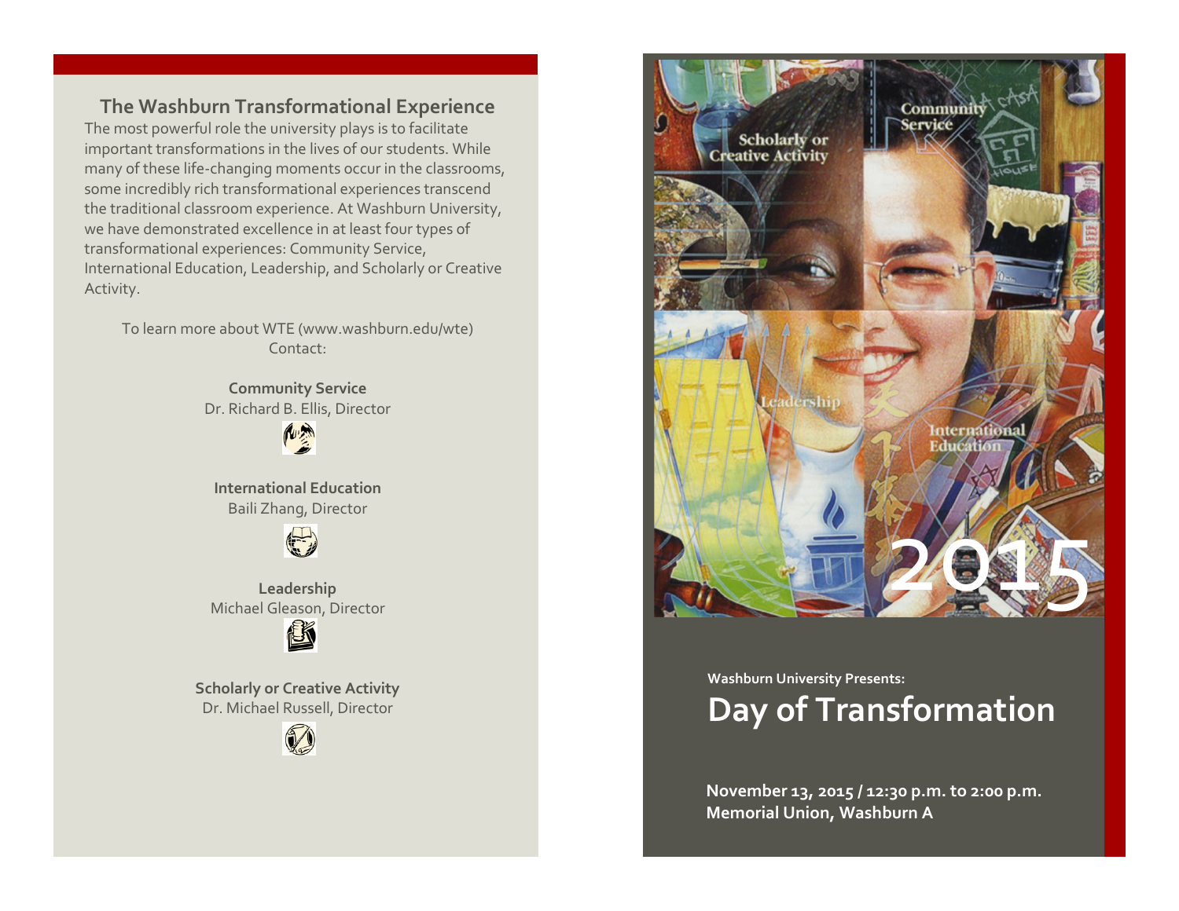## The Washburn Transformational Experience

The most powerful role the university plays is to facilitate important transformations in the lives of our students. While many of these life-changing moments occur in the classrooms, some incredibly rich transformational experiences transcend the traditional classroom experience. At Washburn University, we have demonstrated excellence in at least four types of transformational experiences: Community Service, International Education, Leadership, and Scholarly or Creative Activity.

To learn more about WTE (www.washburn.edu/wte)
Contact:

**Community Service**
Dr. Richard B. Ellis, Director

**International Education**
Baili Zhang, Director

**Leadership**
Michael Gleason, Director

**Scholarly or Creative Activity**
Dr. Michael Russell, Director

Scholarly or Creative Activity

Community Service

Leadership

International Education

2015

**Washburn University Presents:**

# Day of Transformation

**November 13, 2015 / 12:30 p.m. to 2:00 p.m.**
**Memorial Union, Washburn A**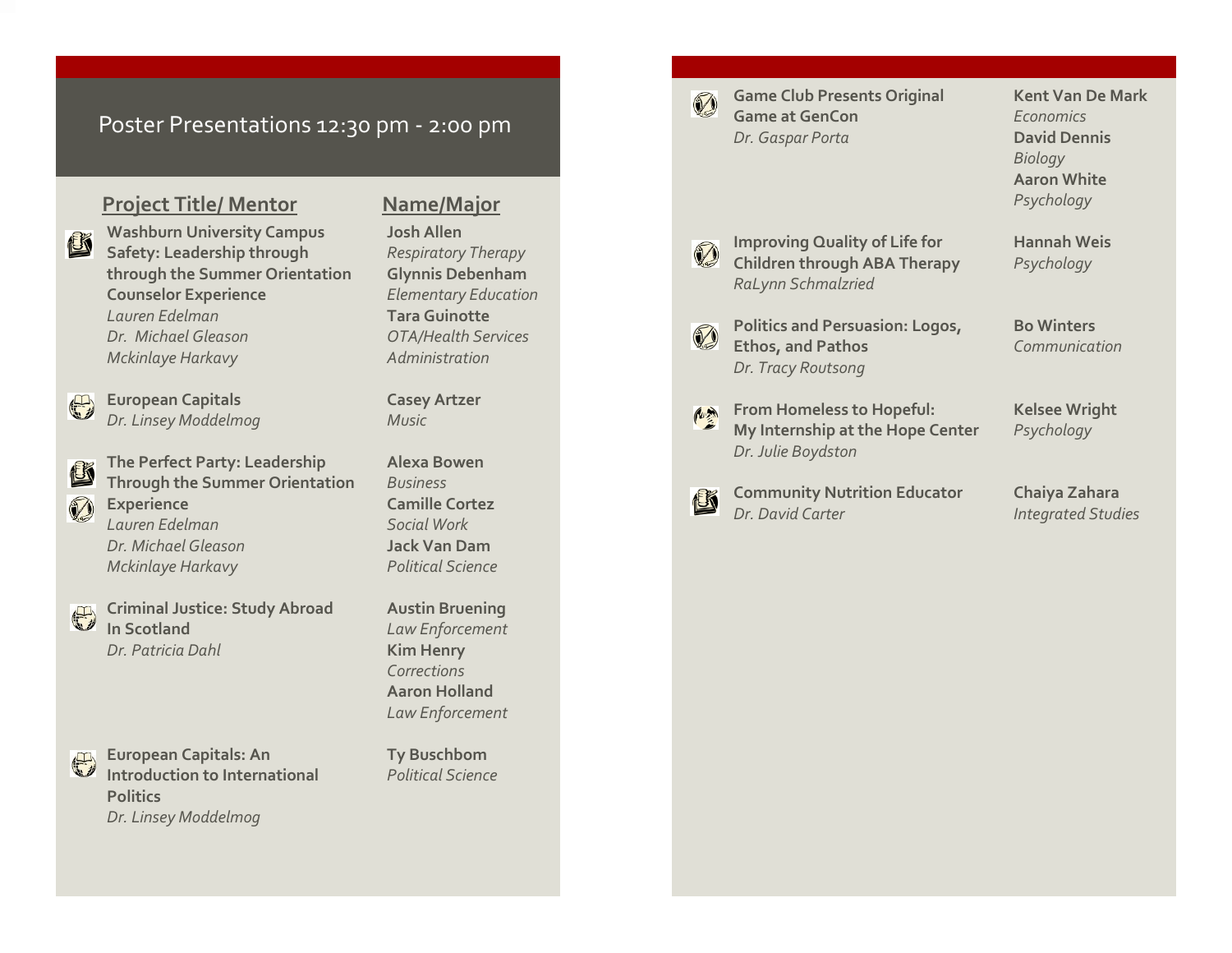## Poster Presentations 12:30 pm - 2:00 pm

| Project Title/ Mentor | Name/Major |
| --- | --- |
| **Washburn University Campus Safety: Leadership through through the Summer Orientation Counselor Experience**<br>*Lauren Edelman*<br>*Dr. Michael Gleason*<br>*Mckinlaye Harkavy* | **Josh Allen**<br>*Respiratory Therapy*<br>**Glynnis Debenham**<br>*Elementary Education*<br>**Tara Guinotte**<br>*OTA/Health Services Administration* |
| **European Capitals**<br>*Dr. Linsey Moddelmog* | **Casey Artzer**<br>*Music* |
| **The Perfect Party: Leadership Through the Summer Orientation Experience**<br>*Lauren Edelman*<br>*Dr. Michael Gleason*<br>*Mckinlaye Harkavy* | **Alexa Bowen**<br>*Business*<br>**Camille Cortez**<br>*Social Work*<br>**Jack Van Dam**<br>*Political Science* |
| **Criminal Justice: Study Abroad In Scotland**<br>*Dr. Patricia Dahl* | **Austin Bruening**<br>*Law Enforcement*<br>**Kim Henry**<br>*Corrections*<br>**Aaron Holland**<br>*Law Enforcement* |
| **European Capitals: An Introduction to International Politics**<br>*Dr. Linsey Moddelmog* | **Ty Buschbom**<br>*Political Science* |
| **Game Club Presents Original Game at GenCon**<br>*Dr. Gaspar Porta* | **Kent Van De Mark**<br>*Economics*<br>**David Dennis**<br>*Biology*<br>**Aaron White**<br>*Psychology* |
| **Improving Quality of Life for Children through ABA Therapy**<br>*RaLynn Schmalzried* | **Hannah Weis**<br>*Psychology* |
| **Politics and Persuasion: Logos, Ethos, and Pathos**<br>*Dr. Tracy Routsong* | **Bo Winters**<br>*Communication* |
| **From Homeless to Hopeful: My Internship at the Hope Center**<br>*Dr. Julie Boydston* | **Kelsee Wright**<br>*Psychology* |
| **Community Nutrition Educator**<br>*Dr. David Carter* | **Chaiya Zahara**<br>*Integrated Studies* |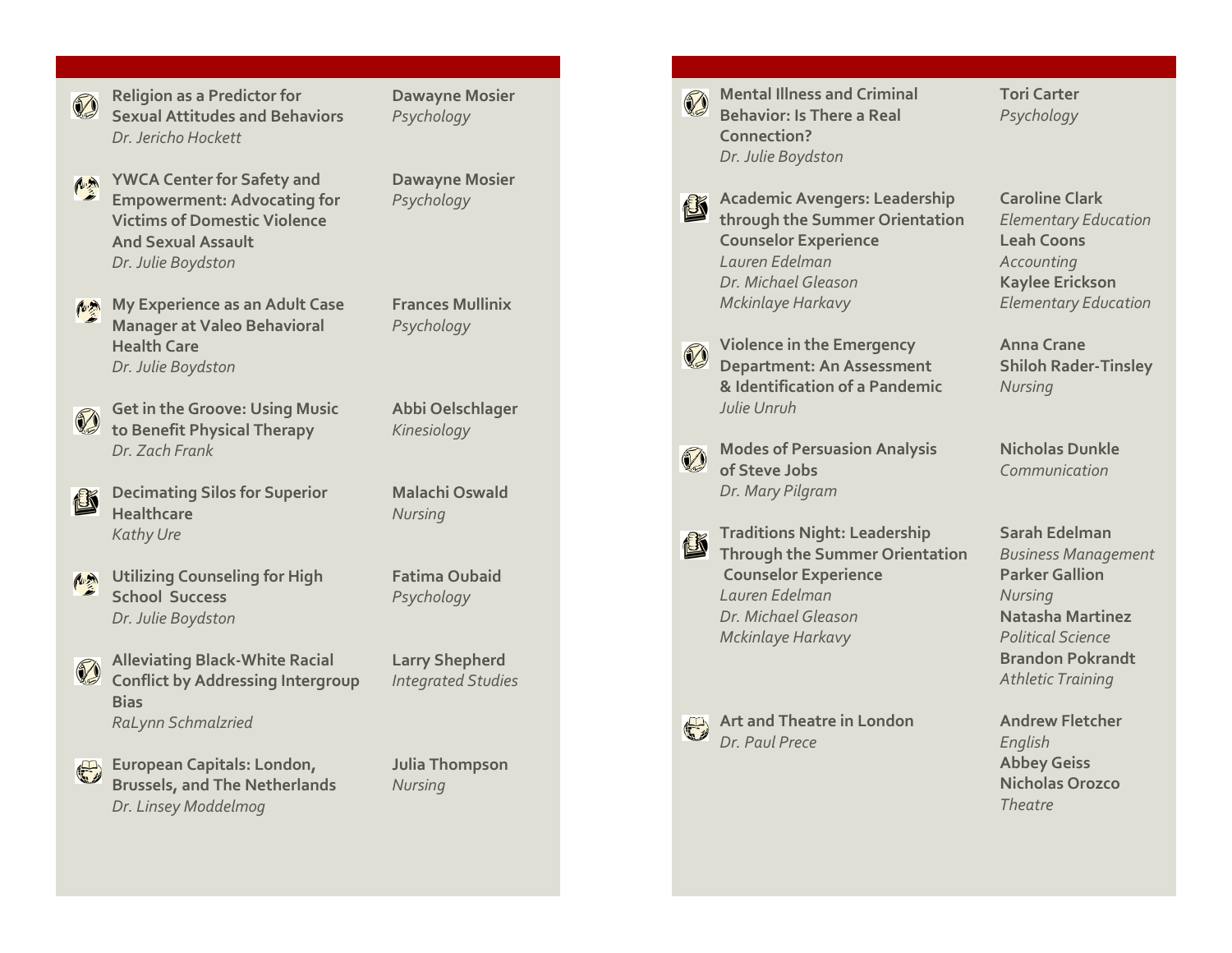**Religion as a Predictor for Sexual Attitudes and Behaviors**
*Dr. Jericho Hockett*

**Dawayne Mosier**
*Psychology*

**YWCA Center for Safety and Empowerment: Advocating for Victims of Domestic Violence And Sexual Assault**
*Dr. Julie Boydston*

**Dawayne Mosier**
*Psychology*

**My Experience as an Adult Case Manager at Valeo Behavioral Health Care**
*Dr. Julie Boydston*

**Frances Mullinix**
*Psychology*

**Get in the Groove: Using Music to Benefit Physical Therapy**
*Dr. Zach Frank*

**Abbi Oelschlager**
*Kinesiology*

**Decimating Silos for Superior Healthcare**
*Kathy Ure*

**Malachi Oswald**
*Nursing*

**Utilizing Counseling for High School Success**
*Dr. Julie Boydston*

**Fatima Oubaid**
*Psychology*

**Alleviating Black-White Racial Conflict by Addressing Intergroup Bias**
*RaLynn Schmalzried*

**Larry Shepherd**
*Integrated Studies*

**European Capitals: London, Brussels, and The Netherlands**
*Dr. Linsey Moddelmog*

**Julia Thompson**
*Nursing*

**Mental Illness and Criminal Behavior: Is There a Real Connection?**
*Dr. Julie Boydston*

**Tori Carter**
*Psychology*

**Academic Avengers: Leadership through the Summer Orientation Counselor Experience**
*Lauren Edelman*
*Dr. Michael Gleason*
*Mckinlaye Harkavy*

**Caroline Clark**
*Elementary Education*
**Leah Coons**
*Accounting*
**Kaylee Erickson**
*Elementary Education*

**Violence in the Emergency Department: An Assessment & Identification of a Pandemic**
*Julie Unruh*

**Anna Crane**
**Shiloh Rader-Tinsley**
*Nursing*

**Modes of Persuasion Analysis of Steve Jobs**
*Dr. Mary Pilgram*

**Nicholas Dunkle**
*Communication*

**Traditions Night: Leadership Through the Summer Orientation Counselor Experience**
*Lauren Edelman*
*Dr. Michael Gleason*
*Mckinlaye Harkavy*

**Sarah Edelman**
*Business Management*
**Parker Gallion**
*Nursing*
**Natasha Martinez**
*Political Science*
**Brandon Pokrandt**
*Athletic Training*

**Art and Theatre in London**
*Dr. Paul Prece*

**Andrew Fletcher**
*English*
**Abbey Geiss**
**Nicholas Orozco**
*Theatre*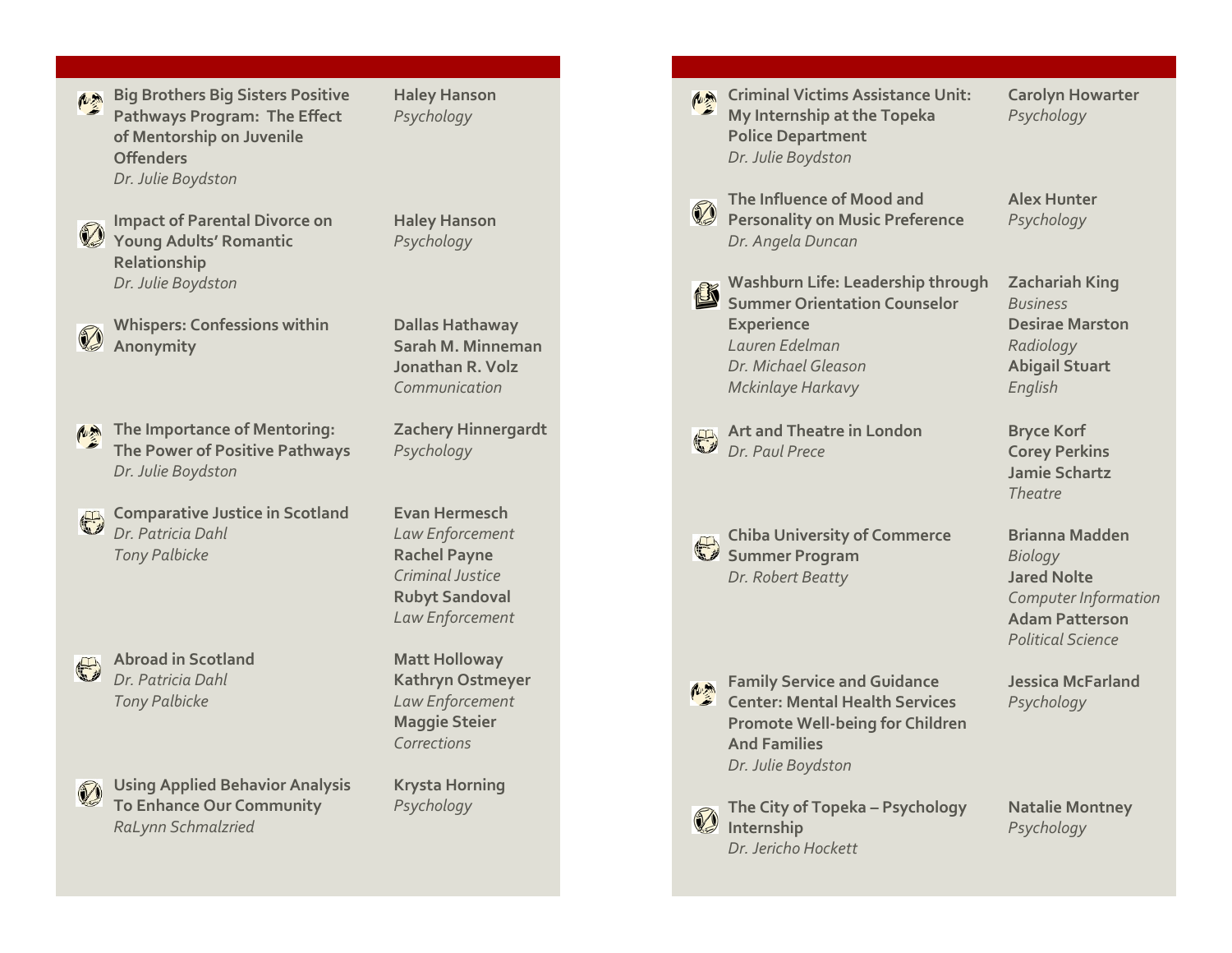**Big Brothers Big Sisters Positive Pathways Program: The Effect of Mentorship on Juvenile Offenders**
*Dr. Julie Boydston*

**Haley Hanson**
*Psychology*

**Impact of Parental Divorce on Young Adults' Romantic Relationship**
*Dr. Julie Boydston*

**Haley Hanson**
*Psychology*

**Whispers: Confessions within Anonymity**

**Dallas Hathaway**
**Sarah M. Minneman**
**Jonathan R. Volz**
*Communication*

**The Importance of Mentoring: The Power of Positive Pathways**
*Dr. Julie Boydston*

**Zachery Hinnergardt**
*Psychology*

**Comparative Justice in Scotland**
*Dr. Patricia Dahl*
*Tony Palbicke*

**Evan Hermesch**
*Law Enforcement*
**Rachel Payne**
*Criminal Justice*
**Rubyt Sandoval**
*Law Enforcement*

**Abroad in Scotland**
*Dr. Patricia Dahl*
*Tony Palbicke*

**Matt Holloway**
**Kathryn Ostmeyer**
*Law Enforcement*
**Maggie Steier**
*Corrections*

**Using Applied Behavior Analysis To Enhance Our Community**
*RaLynn Schmalzried*

**Krysta Horning**
*Psychology*

**Criminal Victims Assistance Unit: My Internship at the Topeka Police Department**
*Dr. Julie Boydston*

**Carolyn Howarter**
*Psychology*

**The Influence of Mood and Personality on Music Preference**
*Dr. Angela Duncan*

**Alex Hunter**
*Psychology*

**Washburn Life: Leadership through Summer Orientation Counselor Experience**
*Lauren Edelman*
*Dr. Michael Gleason*
*Mckinlaye Harkavy*

**Zachariah King**
*Business*
**Desirae Marston**
*Radiology*
**Abigail Stuart**
*English*

**Art and Theatre in London**
*Dr. Paul Prece*

**Bryce Korf**
**Corey Perkins**
**Jamie Schartz**
*Theatre*

**Chiba University of Commerce Summer Program**
*Dr. Robert Beatty*

**Brianna Madden**
*Biology*
**Jared Nolte**
*Computer Information*
**Adam Patterson**
*Political Science*

**Family Service and Guidance Center: Mental Health Services Promote Well-being for Children And Families**
*Dr. Julie Boydston*

**Jessica McFarland**
*Psychology*

**The City of Topeka – Psychology Internship**
*Dr. Jericho Hockett*

**Natalie Montney**
*Psychology*